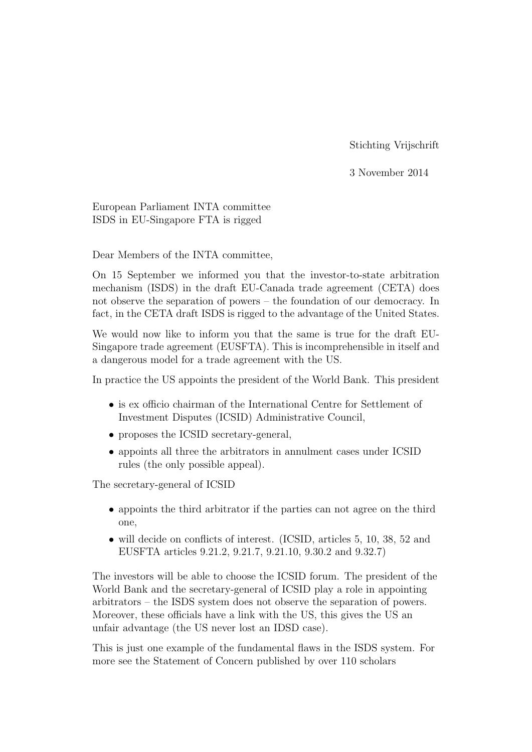Stichting Vrijschrift

3 November 2014

European Parliament INTA committee
ISDS in EU-Singapore FTA is rigged

Dear Members of the INTA committee,

On 15 September we informed you that the investor-to-state arbitration mechanism (ISDS) in the draft EU-Canada trade agreement (CETA) does not observe the separation of powers – the foundation of our democracy. In fact, in the CETA draft ISDS is rigged to the advantage of the United States.

We would now like to inform you that the same is true for the draft EU-Singapore trade agreement (EUSFTA). This is incomprehensible in itself and a dangerous model for a trade agreement with the US.

In practice the US appoints the president of the World Bank. This president

- is ex officio chairman of the International Centre for Settlement of Investment Disputes (ICSID) Administrative Council,
- proposes the ICSID secretary-general,
- appoints all three the arbitrators in annulment cases under ICSID rules (the only possible appeal).

The secretary-general of ICSID

- appoints the third arbitrator if the parties can not agree on the third one,
- will decide on conflicts of interest. (ICSID, articles 5, 10, 38, 52 and EUSFTA articles 9.21.2, 9.21.7, 9.21.10, 9.30.2 and 9.32.7)

The investors will be able to choose the ICSID forum. The president of the World Bank and the secretary-general of ICSID play a role in appointing arbitrators – the ISDS system does not observe the separation of powers. Moreover, these officials have a link with the US, this gives the US an unfair advantage (the US never lost an IDSD case).

This is just one example of the fundamental flaws in the ISDS system. For more see the Statement of Concern published by over 110 scholars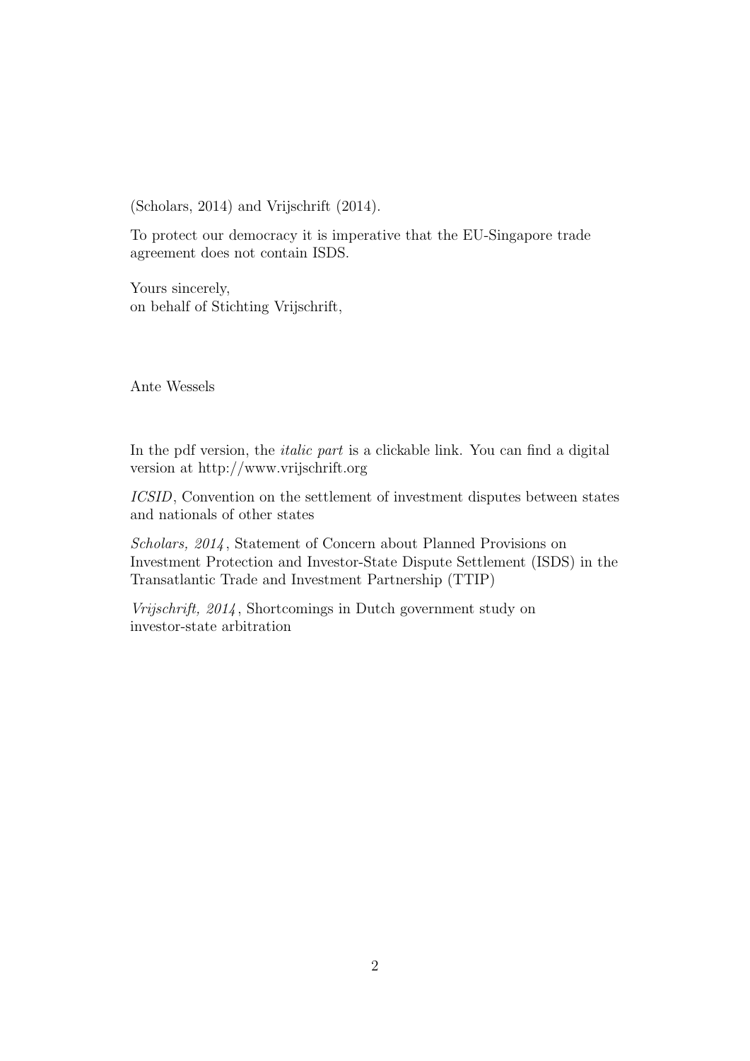(Scholars, 2014) and Vrijschrift (2014).

To protect our democracy it is imperative that the EU-Singapore trade agreement does not contain ISDS.

Yours sincerely,
on behalf of Stichting Vrijschrift,

Ante Wessels

In the pdf version, the *italic part* is a clickable link. You can find a digital version at http://www.vrijschrift.org

*ICSID*, Convention on the settlement of investment disputes between states and nationals of other states

*Scholars, 2014*, Statement of Concern about Planned Provisions on Investment Protection and Investor-State Dispute Settlement (ISDS) in the Transatlantic Trade and Investment Partnership (TTIP)

*Vrijschrift, 2014*, Shortcomings in Dutch government study on investor-state arbitration